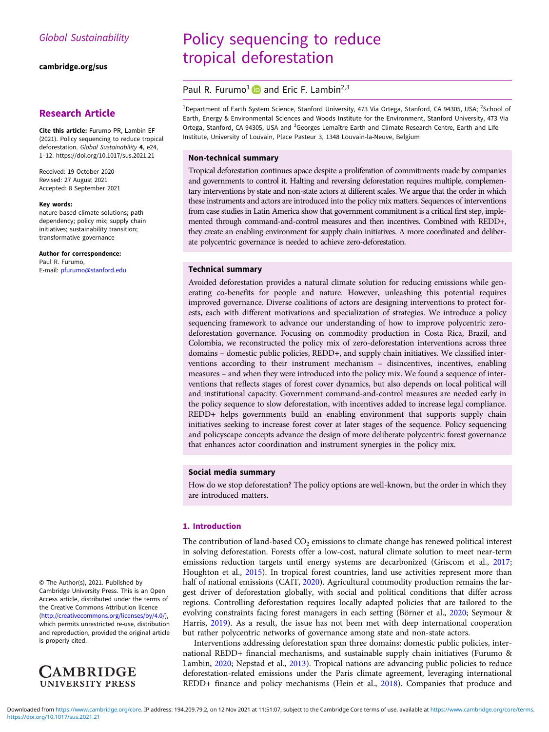Global Sustainability

cambridge.org/sus

## Research Article

**Cite this article:** Furumo PR, Lambin EF (2021). Policy sequencing to reduce tropical deforestation. *Global Sustainability* **4**, e24, 1–12. https://doi.org/10.1017/sus.2021.21

Received: 19 October 2020
Revised: 27 August 2021
Accepted: 8 September 2021

**Key words:**
nature-based climate solutions; path dependency; policy mix; supply chain initiatives; sustainability transition; transformative governance

**Author for correspondence:**
Paul R. Furumo,
E-mail: pfurumo@stanford.edu

© The Author(s), 2021. Published by Cambridge University Press. This is an Open Access article, distributed under the terms of the Creative Commons Attribution licence (http://creativecommons.org/licenses/by/4.0/), which permits unrestricted re-use, distribution and reproduction, provided the original article is properly cited.

# Policy sequencing to reduce tropical deforestation

Paul R. Furumo[1] and Eric F. Lambin[2,3]

[1]Department of Earth System Science, Stanford University, 473 Via Ortega, Stanford, CA 94305, USA; [2]School of Earth, Energy & Environmental Sciences and Woods Institute for the Environment, Stanford University, 473 Via Ortega, Stanford, CA 94305, USA and [3]Georges Lemaître Earth and Climate Research Centre, Earth and Life Institute, University of Louvain, Place Pasteur 3, 1348 Louvain-la-Neuve, Belgium

### Non-technical summary

Tropical deforestation continues apace despite a proliferation of commitments made by companies and governments to control it. Halting and reversing deforestation requires multiple, complementary interventions by state and non-state actors at different scales. We argue that the order in which these instruments and actors are introduced into the policy mix matters. Sequences of interventions from case studies in Latin America show that government commitment is a critical first step, implemented through command-and-control measures and then incentives. Combined with REDD+, they create an enabling environment for supply chain initiatives. A more coordinated and deliberate polycentric governance is needed to achieve zero-deforestation.

### Technical summary

Avoided deforestation provides a natural climate solution for reducing emissions while generating co-benefits for people and nature. However, unleashing this potential requires improved governance. Diverse coalitions of actors are designing interventions to protect forests, each with different motivations and specialization of strategies. We introduce a policy sequencing framework to advance our understanding of how to improve polycentric zero-deforestation governance. Focusing on commodity production in Costa Rica, Brazil, and Colombia, we reconstructed the policy mix of zero-deforestation interventions across three domains – domestic public policies, REDD+, and supply chain initiatives. We classified interventions according to their instrument mechanism – disincentives, incentives, enabling measures – and when they were introduced into the policy mix. We found a sequence of interventions that reflects stages of forest cover dynamics, but also depends on local political will and institutional capacity. Government command-and-control measures are needed early in the policy sequence to slow deforestation, with incentives added to increase legal compliance. REDD+ helps governments build an enabling environment that supports supply chain initiatives seeking to increase forest cover at later stages of the sequence. Policy sequencing and policyscape concepts advance the design of more deliberate polycentric forest governance that enhances actor coordination and instrument synergies in the policy mix.

### Social media summary

How do we stop deforestation? The policy options are well-known, but the order in which they are introduced matters.

## 1. Introduction

The contribution of land-based $CO_2$ emissions to climate change has renewed political interest in solving deforestation. Forests offer a low-cost, natural climate solution to meet near-term emissions reduction targets until energy systems are decarbonized (Griscom et al., 2017; Houghton et al., 2015). In tropical forest countries, land use activities represent more than half of national emissions (CAIT, 2020). Agricultural commodity production remains the largest driver of deforestation globally, with social and political conditions that differ across regions. Controlling deforestation requires locally adapted policies that are tailored to the evolving constraints facing forest managers in each setting (Börner et al., 2020; Seymour & Harris, 2019). As a result, the issue has not been met with deep international cooperation but rather polycentric networks of governance among state and non-state actors.

Interventions addressing deforestation span three domains: domestic public policies, international REDD+ financial mechanisms, and sustainable supply chain initiatives (Furumo & Lambin, 2020; Nepstad et al., 2013). Tropical nations are advancing public policies to reduce deforestation-related emissions under the Paris climate agreement, leveraging international REDD+ finance and policy mechanisms (Hein et al., 2018). Companies that produce and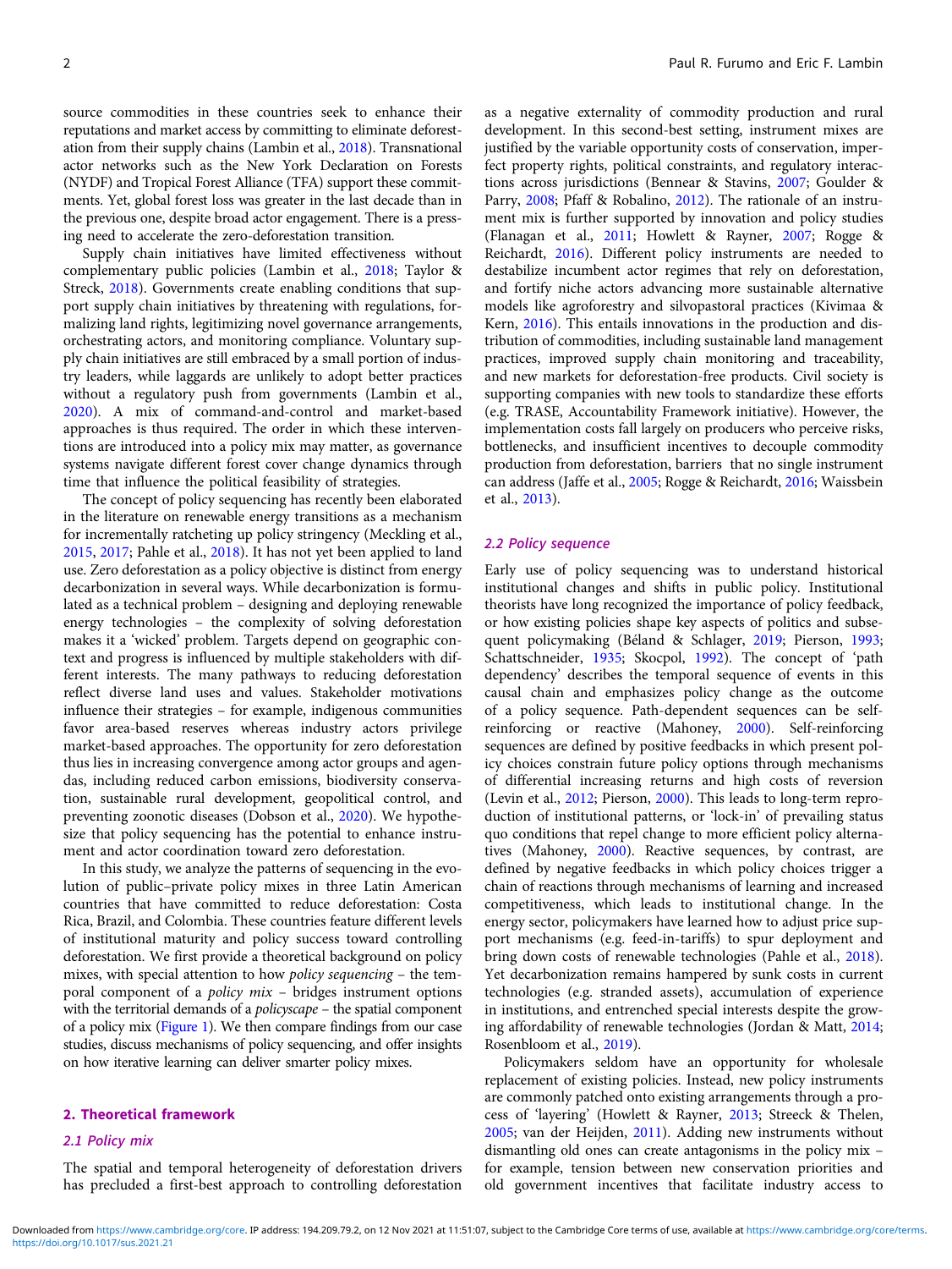source commodities in these countries seek to enhance their reputations and market access by committing to eliminate deforestation from their supply chains (Lambin et al., 2018). Transnational actor networks such as the New York Declaration on Forests (NYDF) and Tropical Forest Alliance (TFA) support these commitments. Yet, global forest loss was greater in the last decade than in the previous one, despite broad actor engagement. There is a pressing need to accelerate the zero-deforestation transition.

Supply chain initiatives have limited effectiveness without complementary public policies (Lambin et al., 2018; Taylor & Streck, 2018). Governments create enabling conditions that support supply chain initiatives by threatening with regulations, formalizing land rights, legitimizing novel governance arrangements, orchestrating actors, and monitoring compliance. Voluntary supply chain initiatives are still embraced by a small portion of industry leaders, while laggards are unlikely to adopt better practices without a regulatory push from governments (Lambin et al., 2020). A mix of command-and-control and market-based approaches is thus required. The order in which these interventions are introduced into a policy mix may matter, as governance systems navigate different forest cover change dynamics through time that influence the political feasibility of strategies.

The concept of policy sequencing has recently been elaborated in the literature on renewable energy transitions as a mechanism for incrementally ratcheting up policy stringency (Meckling et al., 2015, 2017; Pahle et al., 2018). It has not yet been applied to land use. Zero deforestation as a policy objective is distinct from energy decarbonization in several ways. While decarbonization is formulated as a technical problem – designing and deploying renewable energy technologies – the complexity of solving deforestation makes it a 'wicked' problem. Targets depend on geographic context and progress is influenced by multiple stakeholders with different interests. The many pathways to reducing deforestation reflect diverse land uses and values. Stakeholder motivations influence their strategies – for example, indigenous communities favor area-based reserves whereas industry actors privilege market-based approaches. The opportunity for zero deforestation thus lies in increasing convergence among actor groups and agendas, including reduced carbon emissions, biodiversity conservation, sustainable rural development, geopolitical control, and preventing zoonotic diseases (Dobson et al., 2020). We hypothesize that policy sequencing has the potential to enhance instrument and actor coordination toward zero deforestation.

In this study, we analyze the patterns of sequencing in the evolution of public–private policy mixes in three Latin American countries that have committed to reduce deforestation: Costa Rica, Brazil, and Colombia. These countries feature different levels of institutional maturity and policy success toward controlling deforestation. We first provide a theoretical background on policy mixes, with special attention to how *policy sequencing* – the temporal component of a *policy mix* – bridges instrument options with the territorial demands of a *policyscape* – the spatial component of a policy mix (Figure 1). We then compare findings from our case studies, discuss mechanisms of policy sequencing, and offer insights on how iterative learning can deliver smarter policy mixes.

## 2. Theoretical framework

### 2.1 Policy mix

The spatial and temporal heterogeneity of deforestation drivers has precluded a first-best approach to controlling deforestation as a negative externality of commodity production and rural development. In this second-best setting, instrument mixes are justified by the variable opportunity costs of conservation, imperfect property rights, political constraints, and regulatory interactions across jurisdictions (Bennear & Stavins, 2007; Goulder & Parry, 2008; Pfaff & Robalino, 2012). The rationale of an instrument mix is further supported by innovation and policy studies (Flanagan et al., 2011; Howlett & Rayner, 2007; Rogge & Reichardt, 2016). Different policy instruments are needed to destabilize incumbent actor regimes that rely on deforestation, and fortify niche actors advancing more sustainable alternative models like agroforestry and silvopastoral practices (Kivimaa & Kern, 2016). This entails innovations in the production and distribution of commodities, including sustainable land management practices, improved supply chain monitoring and traceability, and new markets for deforestation-free products. Civil society is supporting companies with new tools to standardize these efforts (e.g. TRASE, Accountability Framework initiative). However, the implementation costs fall largely on producers who perceive risks, bottlenecks, and insufficient incentives to decouple commodity production from deforestation, barriers that no single instrument can address (Jaffe et al., 2005; Rogge & Reichardt, 2016; Waissbein et al., 2013).

### 2.2 Policy sequence

Early use of policy sequencing was to understand historical institutional changes and shifts in public policy. Institutional theorists have long recognized the importance of policy feedback, or how existing policies shape key aspects of politics and subsequent policymaking (Béland & Schlager, 2019; Pierson, 1993; Schattschneider, 1935; Skocpol, 1992). The concept of 'path dependency' describes the temporal sequence of events in this causal chain and emphasizes policy change as the outcome of a policy sequence. Path-dependent sequences can be self-reinforcing or reactive (Mahoney, 2000). Self-reinforcing sequences are defined by positive feedbacks in which present policy choices constrain future policy options through mechanisms of differential increasing returns and high costs of reversion (Levin et al., 2012; Pierson, 2000). This leads to long-term reproduction of institutional patterns, or 'lock-in' of prevailing status quo conditions that repel change to more efficient policy alternatives (Mahoney, 2000). Reactive sequences, by contrast, are defined by negative feedbacks in which policy choices trigger a chain of reactions through mechanisms of learning and increased competitiveness, which leads to institutional change. In the energy sector, policymakers have learned how to adjust price support mechanisms (e.g. feed-in-tariffs) to spur deployment and bring down costs of renewable technologies (Pahle et al., 2018). Yet decarbonization remains hampered by sunk costs in current technologies (e.g. stranded assets), accumulation of experience in institutions, and entrenched special interests despite the growing affordability of renewable technologies (Jordan & Matt, 2014; Rosenbloom et al., 2019).

Policymakers seldom have an opportunity for wholesale replacement of existing policies. Instead, new policy instruments are commonly patched onto existing arrangements through a process of 'layering' (Howlett & Rayner, 2013; Streeck & Thelen, 2005; van der Heijden, 2011). Adding new instruments without dismantling old ones can create antagonisms in the policy mix – for example, tension between new conservation priorities and old government incentives that facilitate industry access to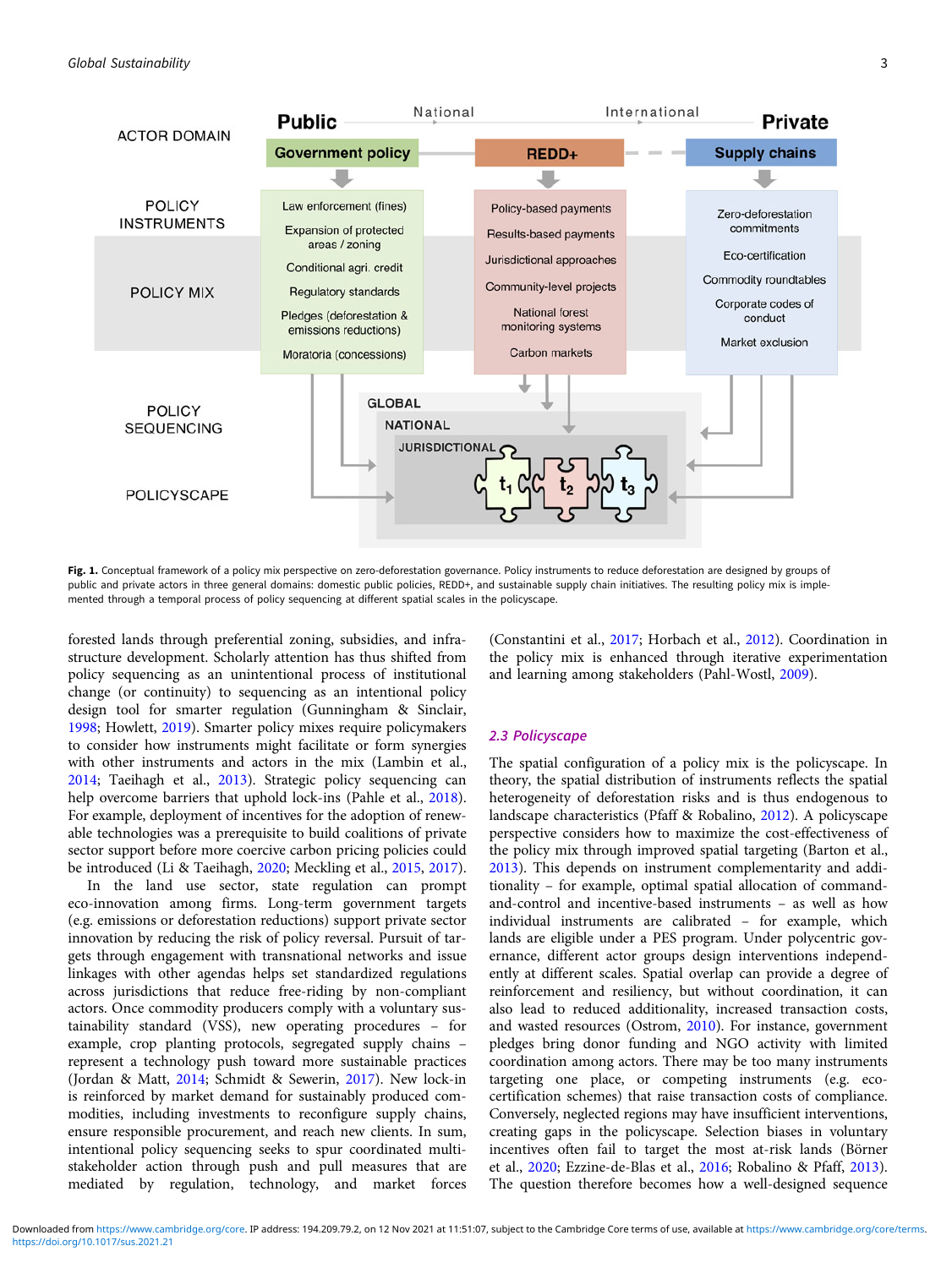**Fig. 1.** Conceptual framework of a policy mix perspective on zero-deforestation governance. Policy instruments to reduce deforestation are designed by groups of public and private actors in three general domains: domestic public policies, REDD+, and sustainable supply chain initiatives. The resulting policy mix is implemented through a temporal process of policy sequencing at different spatial scales in the policyscape.

forested lands through preferential zoning, subsidies, and infrastructure development. Scholarly attention has thus shifted from policy sequencing as an unintentional process of institutional change (or continuity) to sequencing as an intentional policy design tool for smarter regulation (Gunningham & Sinclair, 1998; Howlett, 2019). Smarter policy mixes require policymakers to consider how instruments might facilitate or form synergies with other instruments and actors in the mix (Lambin et al., 2014; Taeihagh et al., 2013). Strategic policy sequencing can help overcome barriers that uphold lock-ins (Pahle et al., 2018). For example, deployment of incentives for the adoption of renewable technologies was a prerequisite to build coalitions of private sector support before more coercive carbon pricing policies could be introduced (Li & Taeihagh, 2020; Meckling et al., 2015, 2017).

In the land use sector, state regulation can prompt eco-innovation among firms. Long-term government targets (e.g. emissions or deforestation reductions) support private sector innovation by reducing the risk of policy reversal. Pursuit of targets through engagement with transnational networks and issue linkages with other agendas helps set standardized regulations across jurisdictions that reduce free-riding by non-compliant actors. Once commodity producers comply with a voluntary sustainability standard (VSS), new operating procedures – for example, crop planting protocols, segregated supply chains – represent a technology push toward more sustainable practices (Jordan & Matt, 2014; Schmidt & Sewerin, 2017). New lock-in is reinforced by market demand for sustainably produced commodities, including investments to reconfigure supply chains, ensure responsible procurement, and reach new clients. In sum, intentional policy sequencing seeks to spur coordinated multi-stakeholder action through push and pull measures that are mediated by regulation, technology, and market forces (Constantini et al., 2017; Horbach et al., 2012). Coordination in the policy mix is enhanced through iterative experimentation and learning among stakeholders (Pahl-Wostl, 2009).

### 2.3 Policyscape

The spatial configuration of a policy mix is the policyscape. In theory, the spatial distribution of instruments reflects the spatial heterogeneity of deforestation risks and is thus endogenous to landscape characteristics (Pfaff & Robalino, 2012). A policyscape perspective considers how to maximize the cost-effectiveness of the policy mix through improved spatial targeting (Barton et al., 2013). This depends on instrument complementarity and additionality – for example, optimal spatial allocation of command-and-control and incentive-based instruments – as well as how individual instruments are calibrated – for example, which lands are eligible under a PES program. Under polycentric governance, different actor groups design interventions independently at different scales. Spatial overlap can provide a degree of reinforcement and resiliency, but without coordination, it can also lead to reduced additionality, increased transaction costs, and wasted resources (Ostrom, 2010). For instance, government pledges bring donor funding and NGO activity with limited coordination among actors. There may be too many instruments targeting one place, or competing instruments (e.g. eco-certification schemes) that raise transaction costs of compliance. Conversely, neglected regions may have insufficient interventions, creating gaps in the policyscape. Selection biases in voluntary incentives often fail to target the most at-risk lands (Börner et al., 2020; Ezzine-de-Blas et al., 2016; Robalino & Pfaff, 2013). The question therefore becomes how a well-designed sequence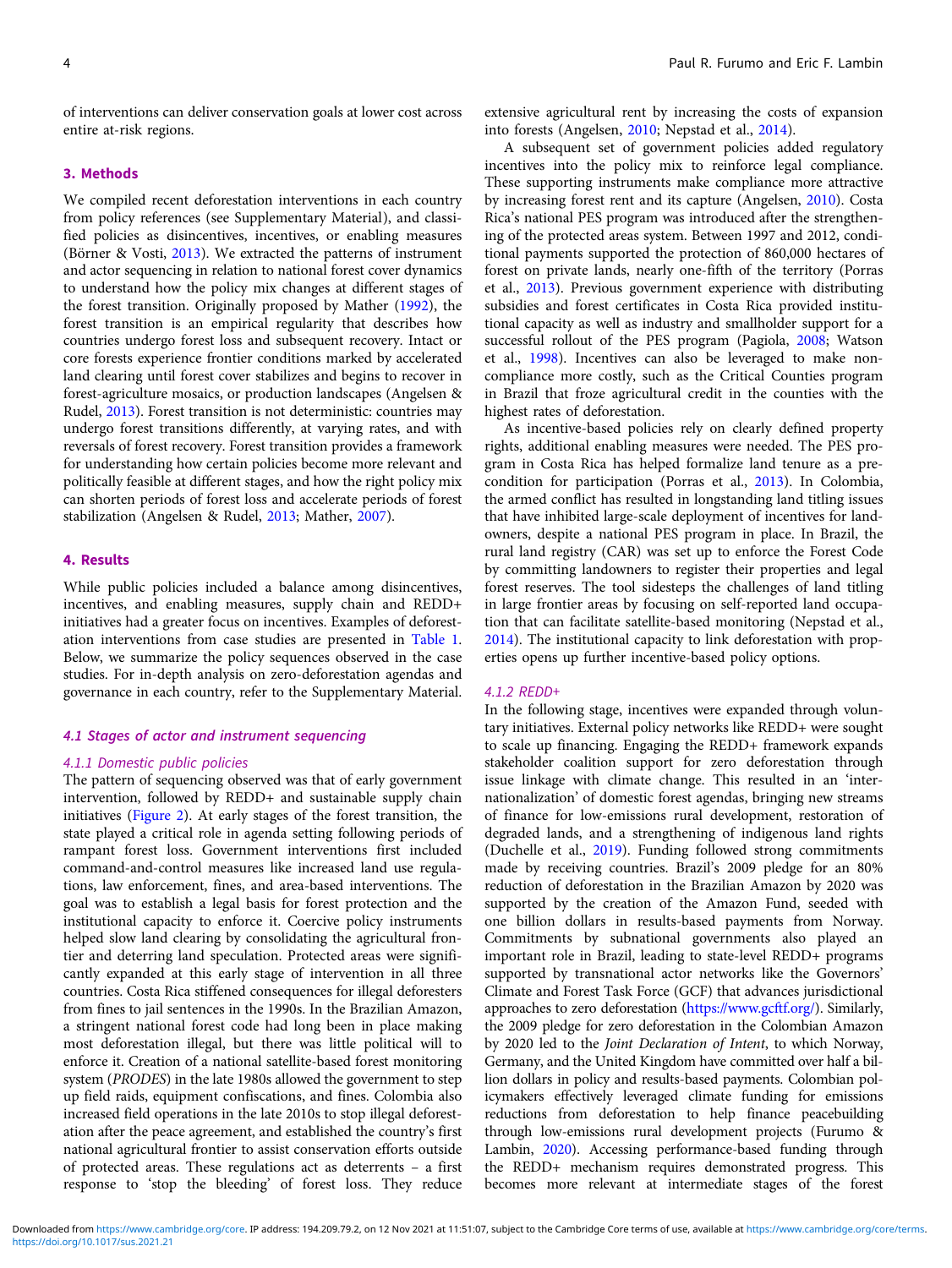of interventions can deliver conservation goals at lower cost across entire at-risk regions.

## 3. Methods

We compiled recent deforestation interventions in each country from policy references (see Supplementary Material), and classified policies as disincentives, incentives, or enabling measures (Börner & Vosti, 2013). We extracted the patterns of instrument and actor sequencing in relation to national forest cover dynamics to understand how the policy mix changes at different stages of the forest transition. Originally proposed by Mather (1992), the forest transition is an empirical regularity that describes how countries undergo forest loss and subsequent recovery. Intact or core forests experience frontier conditions marked by accelerated land clearing until forest cover stabilizes and begins to recover in forest-agriculture mosaics, or production landscapes (Angelsen & Rudel, 2013). Forest transition is not deterministic: countries may undergo forest transitions differently, at varying rates, and with reversals of forest recovery. Forest transition provides a framework for understanding how certain policies become more relevant and politically feasible at different stages, and how the right policy mix can shorten periods of forest loss and accelerate periods of forest stabilization (Angelsen & Rudel, 2013; Mather, 2007).

## 4. Results

While public policies included a balance among disincentives, incentives, and enabling measures, supply chain and REDD+ initiatives had a greater focus on incentives. Examples of deforestation interventions from case studies are presented in Table 1. Below, we summarize the policy sequences observed in the case studies. For in-depth analysis on zero-deforestation agendas and governance in each country, refer to the Supplementary Material.

### 4.1 Stages of actor and instrument sequencing

#### 4.1.1 Domestic public policies

The pattern of sequencing observed was that of early government intervention, followed by REDD+ and sustainable supply chain initiatives (Figure 2). At early stages of the forest transition, the state played a critical role in agenda setting following periods of rampant forest loss. Government interventions first included command-and-control measures like increased land use regulations, law enforcement, fines, and area-based interventions. The goal was to establish a legal basis for forest protection and the institutional capacity to enforce it. Coercive policy instruments helped slow land clearing by consolidating the agricultural frontier and deterring land speculation. Protected areas were significantly expanded at this early stage of intervention in all three countries. Costa Rica stiffened consequences for illegal deforesters from fines to jail sentences in the 1990s. In the Brazilian Amazon, a stringent national forest code had long been in place making most deforestation illegal, but there was little political will to enforce it. Creation of a national satellite-based forest monitoring system (*PRODES*) in the late 1980s allowed the government to step up field raids, equipment confiscations, and fines. Colombia also increased field operations in the late 2010s to stop illegal deforestation after the peace agreement, and established the country's first national agricultural frontier to assist conservation efforts outside of protected areas. These regulations act as deterrents – a first response to 'stop the bleeding' of forest loss. They reduce extensive agricultural rent by increasing the costs of expansion into forests (Angelsen, 2010; Nepstad et al., 2014).

A subsequent set of government policies added regulatory incentives into the policy mix to reinforce legal compliance. These supporting instruments make compliance more attractive by increasing forest rent and its capture (Angelsen, 2010). Costa Rica's national PES program was introduced after the strengthening of the protected areas system. Between 1997 and 2012, conditional payments supported the protection of 860,000 hectares of forest on private lands, nearly one-fifth of the territory (Porras et al., 2013). Previous government experience with distributing subsidies and forest certificates in Costa Rica provided institutional capacity as well as industry and smallholder support for a successful rollout of the PES program (Pagiola, 2008; Watson et al., 1998). Incentives can also be leveraged to make noncompliance more costly, such as the Critical Counties program in Brazil that froze agricultural credit in the counties with the highest rates of deforestation.

As incentive-based policies rely on clearly defined property rights, additional enabling measures were needed. The PES program in Costa Rica has helped formalize land tenure as a precondition for participation (Porras et al., 2013). In Colombia, the armed conflict has resulted in longstanding land titling issues that have inhibited large-scale deployment of incentives for landowners, despite a national PES program in place. In Brazil, the rural land registry (CAR) was set up to enforce the Forest Code by committing landowners to register their properties and legal forest reserves. The tool sidesteps the challenges of land titling in large frontier areas by focusing on self-reported land occupation that can facilitate satellite-based monitoring (Nepstad et al., 2014). The institutional capacity to link deforestation with properties opens up further incentive-based policy options.

#### 4.1.2 REDD+

In the following stage, incentives were expanded through voluntary initiatives. External policy networks like REDD+ were sought to scale up financing. Engaging the REDD+ framework expands stakeholder coalition support for zero deforestation through issue linkage with climate change. This resulted in an 'internationalization' of domestic forest agendas, bringing new streams of finance for low-emissions rural development, restoration of degraded lands, and a strengthening of indigenous land rights (Duchelle et al., 2019). Funding followed strong commitments made by receiving countries. Brazil's 2009 pledge for an 80% reduction of deforestation in the Brazilian Amazon by 2020 was supported by the creation of the Amazon Fund, seeded with one billion dollars in results-based payments from Norway. Commitments by subnational governments also played an important role in Brazil, leading to state-level REDD+ programs supported by transnational actor networks like the Governors' Climate and Forest Task Force (GCF) that advances jurisdictional approaches to zero deforestation (https://www.gcftf.org/). Similarly, the 2009 pledge for zero deforestation in the Colombian Amazon by 2020 led to the *Joint Declaration of Intent*, to which Norway, Germany, and the United Kingdom have committed over half a billion dollars in policy and results-based payments. Colombian policymakers effectively leveraged climate funding for emissions reductions from deforestation to help finance peacebuilding through low-emissions rural development projects (Furumo & Lambin, 2020). Accessing performance-based funding through the REDD+ mechanism requires demonstrated progress. This becomes more relevant at intermediate stages of the forest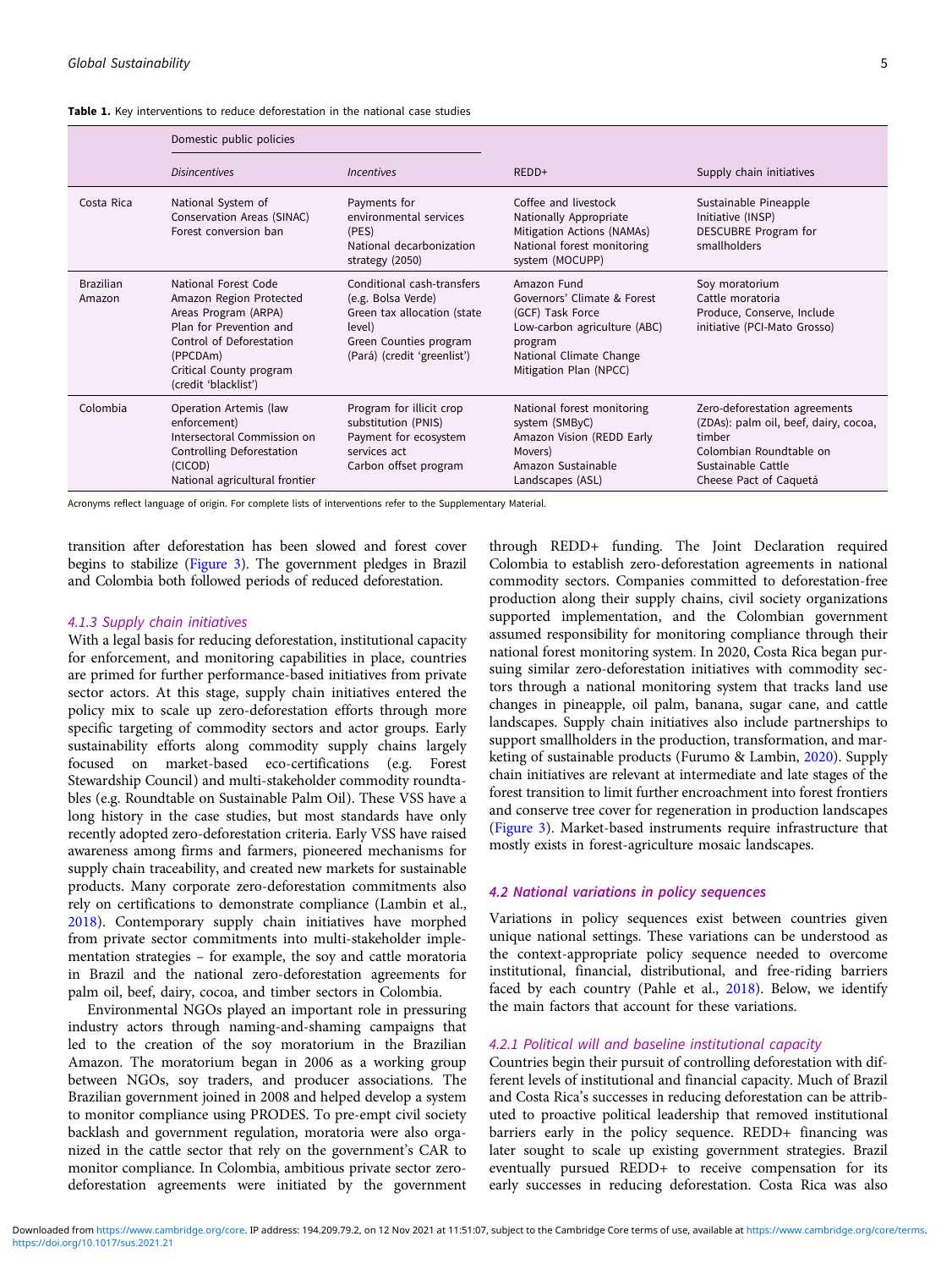**Table 1.** Key interventions to reduce deforestation in the national case studies

| | Domestic public policies | | | |
|---|---|---|---|---|
| | *Disincentives* | *Incentives* | REDD+ | Supply chain initiatives |
| Costa Rica | National System of Conservation Areas (SINAC)<br>Forest conversion ban | Payments for environmental services (PES)<br>National decarbonization strategy (2050) | Coffee and livestock Nationally Appropriate Mitigation Actions (NAMAs)<br>National forest monitoring system (MOCUPP) | Sustainable Pineapple Initiative (INSP)<br>DESCUBRE Program for smallholders |
| Brazilian Amazon | National Forest Code<br>Amazon Region Protected Areas Program (ARPA)<br>Plan for Prevention and Control of Deforestation (PPCDAm)<br>Critical County program (credit 'blacklist') | Conditional cash-transfers (e.g. Bolsa Verde)<br>Green tax allocation (state level)<br>Green Counties program (Pará) (credit 'greenlist') | Amazon Fund<br>Governors' Climate & Forest (GCF) Task Force<br>Low-carbon agriculture (ABC) program<br>National Climate Change Mitigation Plan (NPCC) | Soy moratorium<br>Cattle moratoria<br>Produce, Conserve, Include initiative (PCI-Mato Grosso) |
| Colombia | Operation Artemis (law enforcement)<br>Intersectoral Commission on Controlling Deforestation (CICOD)<br>National agricultural frontier | Program for illicit crop substitution (PNIS)<br>Payment for ecosystem services act<br>Carbon offset program | National forest monitoring system (SMByC)<br>Amazon Vision (REDD Early Movers)<br>Amazon Sustainable Landscapes (ASL) | Zero-deforestation agreements (ZDAs): palm oil, beef, dairy, cocoa, timber<br>Colombian Roundtable on Sustainable Cattle<br>Cheese Pact of Caquetá |

Acronyms reflect language of origin. For complete lists of interventions refer to the Supplementary Material.

transition after deforestation has been slowed and forest cover begins to stabilize (Figure 3). The government pledges in Brazil and Colombia both followed periods of reduced deforestation.

#### *4.1.3 Supply chain initiatives*

With a legal basis for reducing deforestation, institutional capacity for enforcement, and monitoring capabilities in place, countries are primed for further performance-based initiatives from private sector actors. At this stage, supply chain initiatives entered the policy mix to scale up zero-deforestation efforts through more specific targeting of commodity sectors and actor groups. Early sustainability efforts along commodity supply chains largely focused on market-based eco-certifications (e.g. Forest Stewardship Council) and multi-stakeholder commodity roundtables (e.g. Roundtable on Sustainable Palm Oil). These VSS have a long history in the case studies, but most standards have only recently adopted zero-deforestation criteria. Early VSS have raised awareness among firms and farmers, pioneered mechanisms for supply chain traceability, and created new markets for sustainable products. Many corporate zero-deforestation commitments also rely on certifications to demonstrate compliance (Lambin et al., 2018). Contemporary supply chain initiatives have morphed from private sector commitments into multi-stakeholder implementation strategies – for example, the soy and cattle moratoria in Brazil and the national zero-deforestation agreements for palm oil, beef, dairy, cocoa, and timber sectors in Colombia.

Environmental NGOs played an important role in pressuring industry actors through naming-and-shaming campaigns that led to the creation of the soy moratorium in the Brazilian Amazon. The moratorium began in 2006 as a working group between NGOs, soy traders, and producer associations. The Brazilian government joined in 2008 and helped develop a system to monitor compliance using PRODES. To pre-empt civil society backlash and government regulation, moratoria were also organized in the cattle sector that rely on the government's CAR to monitor compliance. In Colombia, ambitious private sector zero-deforestation agreements were initiated by the government through REDD+ funding. The Joint Declaration required Colombia to establish zero-deforestation agreements in national commodity sectors. Companies committed to deforestation-free production along their supply chains, civil society organizations supported implementation, and the Colombian government assumed responsibility for monitoring compliance through their national forest monitoring system. In 2020, Costa Rica began pursuing similar zero-deforestation initiatives with commodity sectors through a national monitoring system that tracks land use changes in pineapple, oil palm, banana, sugar cane, and cattle landscapes. Supply chain initiatives also include partnerships to support smallholders in the production, transformation, and marketing of sustainable products (Furumo & Lambin, 2020). Supply chain initiatives are relevant at intermediate and late stages of the forest transition to limit further encroachment into forest frontiers and conserve tree cover for regeneration in production landscapes (Figure 3). Market-based instruments require infrastructure that mostly exists in forest-agriculture mosaic landscapes.

### 4.2 National variations in policy sequences

Variations in policy sequences exist between countries given unique national settings. These variations can be understood as the context-appropriate policy sequence needed to overcome institutional, financial, distributional, and free-riding barriers faced by each country (Pahle et al., 2018). Below, we identify the main factors that account for these variations.

#### *4.2.1 Political will and baseline institutional capacity*

Countries begin their pursuit of controlling deforestation with different levels of institutional and financial capacity. Much of Brazil and Costa Rica's successes in reducing deforestation can be attributed to proactive political leadership that removed institutional barriers early in the policy sequence. REDD+ financing was later sought to scale up existing government strategies. Brazil eventually pursued REDD+ to receive compensation for its early successes in reducing deforestation. Costa Rica was also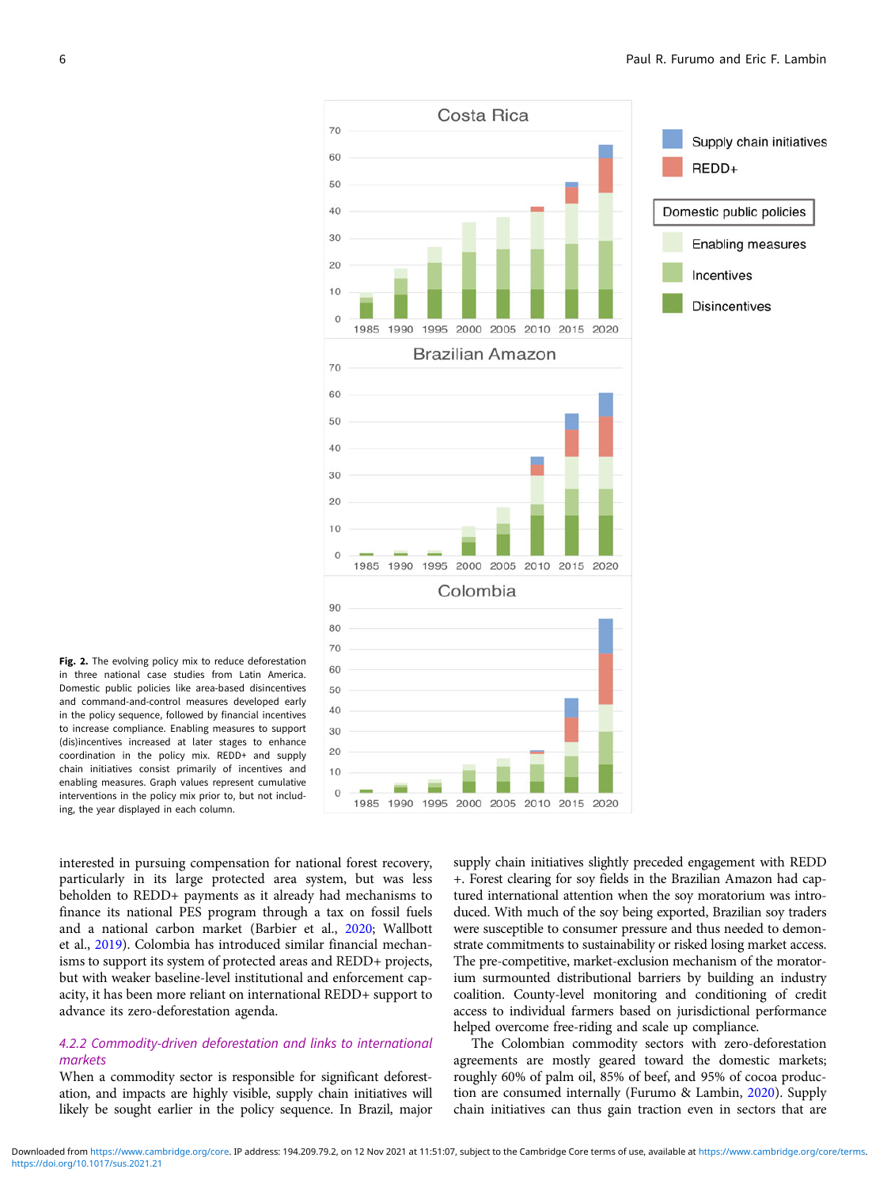Fig. 2. The evolving policy mix to reduce deforestation in three national case studies from Latin America. Domestic public policies like area-based disincentives and command-and-control measures developed early in the policy sequence, followed by financial incentives to increase compliance. Enabling measures to support (dis)incentives increased at later stages to enhance coordination in the policy mix. REDD+ and supply chain initiatives consist primarily of incentives and enabling measures. Graph values represent cumulative interventions in the policy mix prior to, but not including, the year displayed in each column.

interested in pursuing compensation for national forest recovery, particularly in its large protected area system, but was less beholden to REDD+ payments as it already had mechanisms to finance its national PES program through a tax on fossil fuels and a national carbon market (Barbier et al., 2020; Wallbott et al., 2019). Colombia has introduced similar financial mechanisms to support its system of protected areas and REDD+ projects, but with weaker baseline-level institutional and enforcement capacity, it has been more reliant on international REDD+ support to advance its zero-deforestation agenda.

### 4.2.2 Commodity-driven deforestation and links to international markets

When a commodity sector is responsible for significant deforestation, and impacts are highly visible, supply chain initiatives will likely be sought earlier in the policy sequence. In Brazil, major supply chain initiatives slightly preceded engagement with REDD+. Forest clearing for soy fields in the Brazilian Amazon had captured international attention when the soy moratorium was introduced. With much of the soy being exported, Brazilian soy traders were susceptible to consumer pressure and thus needed to demonstrate commitments to sustainability or risked losing market access. The pre-competitive, market-exclusion mechanism of the moratorium surmounted distributional barriers by building an industry coalition. County-level monitoring and conditioning of credit access to individual farmers based on jurisdictional performance helped overcome free-riding and scale up compliance.

The Colombian commodity sectors with zero-deforestation agreements are mostly geared toward the domestic markets; roughly 60% of palm oil, 85% of beef, and 95% of cocoa production are consumed internally (Furumo & Lambin, 2020). Supply chain initiatives can thus gain traction even in sectors that are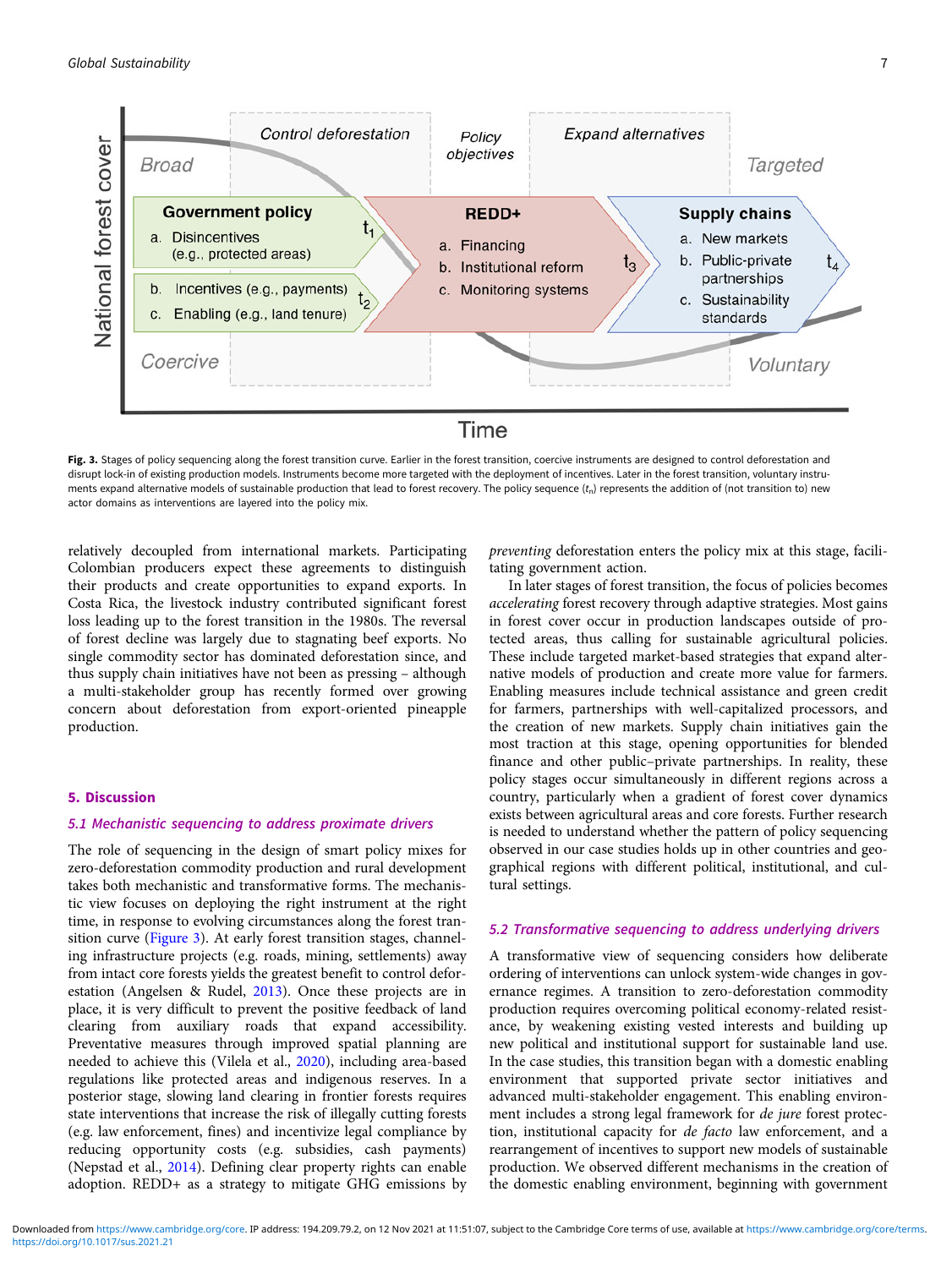Fig. 3. Stages of policy sequencing along the forest transition curve. Earlier in the forest transition, coercive instruments are designed to control deforestation and disrupt lock-in of existing production models. Instruments become more targeted with the deployment of incentives. Later in the forest transition, voluntary instruments expand alternative models of sustainable production that lead to forest recovery. The policy sequence ($t_n$) represents the addition of (not transition to) new actor domains as interventions are layered into the policy mix.

relatively decoupled from international markets. Participating Colombian producers expect these agreements to distinguish their products and create opportunities to expand exports. In Costa Rica, the livestock industry contributed significant forest loss leading up to the forest transition in the 1980s. The reversal of forest decline was largely due to stagnating beef exports. No single commodity sector has dominated deforestation since, and thus supply chain initiatives have not been as pressing – although a multi-stakeholder group has recently formed over growing concern about deforestation from export-oriented pineapple production.

## 5. Discussion

### 5.1 Mechanistic sequencing to address proximate drivers

The role of sequencing in the design of smart policy mixes for zero-deforestation commodity production and rural development takes both mechanistic and transformative forms. The mechanistic view focuses on deploying the right instrument at the right time, in response to evolving circumstances along the forest transition curve (Figure 3). At early forest transition stages, channeling infrastructure projects (e.g. roads, mining, settlements) away from intact core forests yields the greatest benefit to control deforestation (Angelsen & Rudel, 2013). Once these projects are in place, it is very difficult to prevent the positive feedback of land clearing from auxiliary roads that expand accessibility. Preventative measures through improved spatial planning are needed to achieve this (Vilela et al., 2020), including area-based regulations like protected areas and indigenous reserves. In a posterior stage, slowing land clearing in frontier forests requires state interventions that increase the risk of illegally cutting forests (e.g. law enforcement, fines) and incentivize legal compliance by reducing opportunity costs (e.g. subsidies, cash payments) (Nepstad et al., 2014). Defining clear property rights can enable adoption. REDD+ as a strategy to mitigate GHG emissions by *preventing* deforestation enters the policy mix at this stage, facilitating government action.

In later stages of forest transition, the focus of policies becomes *accelerating* forest recovery through adaptive strategies. Most gains in forest cover occur in production landscapes outside of protected areas, thus calling for sustainable agricultural policies. These include targeted market-based strategies that expand alternative models of production and create more value for farmers. Enabling measures include technical assistance and green credit for farmers, partnerships with well-capitalized processors, and the creation of new markets. Supply chain initiatives gain the most traction at this stage, opening opportunities for blended finance and other public–private partnerships. In reality, these policy stages occur simultaneously in different regions across a country, particularly when a gradient of forest cover dynamics exists between agricultural areas and core forests. Further research is needed to understand whether the pattern of policy sequencing observed in our case studies holds up in other countries and geographical regions with different political, institutional, and cultural settings.

### 5.2 Transformative sequencing to address underlying drivers

A transformative view of sequencing considers how deliberate ordering of interventions can unlock system-wide changes in governance regimes. A transition to zero-deforestation commodity production requires overcoming political economy-related resistance, by weakening existing vested interests and building up new political and institutional support for sustainable land use. In the case studies, this transition began with a domestic enabling environment that supported private sector initiatives and advanced multi-stakeholder engagement. This enabling environment includes a strong legal framework for *de jure* forest protection, institutional capacity for *de facto* law enforcement, and a rearrangement of incentives to support new models of sustainable production. We observed different mechanisms in the creation of the domestic enabling environment, beginning with government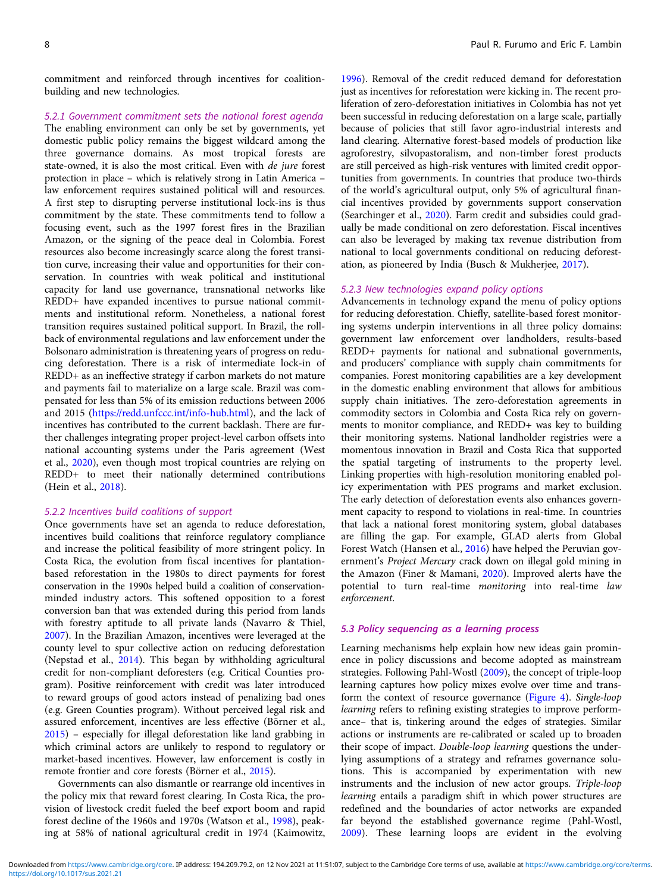commitment and reinforced through incentives for coalition-building and new technologies.

#### 5.2.1 Government commitment sets the national forest agenda

The enabling environment can only be set by governments, yet domestic public policy remains the biggest wildcard among the three governance domains. As most tropical forests are state-owned, it is also the most critical. Even with *de jure* forest protection in place – which is relatively strong in Latin America – law enforcement requires sustained political will and resources. A first step to disrupting perverse institutional lock-ins is thus commitment by the state. These commitments tend to follow a focusing event, such as the 1997 forest fires in the Brazilian Amazon, or the signing of the peace deal in Colombia. Forest resources also become increasingly scarce along the forest transition curve, increasing their value and opportunities for their conservation. In countries with weak political and institutional capacity for land use governance, transnational networks like REDD+ have expanded incentives to pursue national commitments and institutional reform. Nonetheless, a national forest transition requires sustained political support. In Brazil, the rollback of environmental regulations and law enforcement under the Bolsonaro administration is threatening years of progress on reducing deforestation. There is a risk of intermediate lock-in of REDD+ as an ineffective strategy if carbon markets do not mature and payments fail to materialize on a large scale. Brazil was compensated for less than 5% of its emission reductions between 2006 and 2015 (https://redd.unfccc.int/info-hub.html), and the lack of incentives has contributed to the current backlash. There are further challenges integrating proper project-level carbon offsets into national accounting systems under the Paris agreement (West et al., 2020), even though most tropical countries are relying on REDD+ to meet their nationally determined contributions (Hein et al., 2018).

#### 5.2.2 Incentives build coalitions of support

Once governments have set an agenda to reduce deforestation, incentives build coalitions that reinforce regulatory compliance and increase the political feasibility of more stringent policy. In Costa Rica, the evolution from fiscal incentives for plantation-based reforestation in the 1980s to direct payments for forest conservation in the 1990s helped build a coalition of conservation-minded industry actors. This softened opposition to a forest conversion ban that was extended during this period from lands with forestry aptitude to all private lands (Navarro & Thiel, 2007). In the Brazilian Amazon, incentives were leveraged at the county level to spur collective action on reducing deforestation (Nepstad et al., 2014). This began by withholding agricultural credit for non-compliant deforesters (e.g. Critical Counties program). Positive reinforcement with credit was later introduced to reward groups of good actors instead of penalizing bad ones (e.g. Green Counties program). Without perceived legal risk and assured enforcement, incentives are less effective (Börner et al., 2015) – especially for illegal deforestation like land grabbing in which criminal actors are unlikely to respond to regulatory or market-based incentives. However, law enforcement is costly in remote frontier and core forests (Börner et al., 2015).

Governments can also dismantle or rearrange old incentives in the policy mix that reward forest clearing. In Costa Rica, the provision of livestock credit fueled the beef export boom and rapid forest decline of the 1960s and 1970s (Watson et al., 1998), peaking at 58% of national agricultural credit in 1974 (Kaimowitz, 1996). Removal of the credit reduced demand for deforestation just as incentives for reforestation were kicking in. The recent proliferation of zero-deforestation initiatives in Colombia has not yet been successful in reducing deforestation on a large scale, partially because of policies that still favor agro-industrial interests and land clearing. Alternative forest-based models of production like agroforestry, silvopastoralism, and non-timber forest products are still perceived as high-risk ventures with limited credit opportunities from governments. In countries that produce two-thirds of the world's agricultural output, only 5% of agricultural financial incentives provided by governments support conservation (Searchinger et al., 2020). Farm credit and subsidies could gradually be made conditional on zero deforestation. Fiscal incentives can also be leveraged by making tax revenue distribution from national to local governments conditional on reducing deforestation, as pioneered by India (Busch & Mukherjee, 2017).

#### 5.2.3 New technologies expand policy options

Advancements in technology expand the menu of policy options for reducing deforestation. Chiefly, satellite-based forest monitoring systems underpin interventions in all three policy domains: government law enforcement over landholders, results-based REDD+ payments for national and subnational governments, and producers' compliance with supply chain commitments for companies. Forest monitoring capabilities are a key development in the domestic enabling environment that allows for ambitious supply chain initiatives. The zero-deforestation agreements in commodity sectors in Colombia and Costa Rica rely on governments to monitor compliance, and REDD+ was key to building their monitoring systems. National landholder registries were a momentous innovation in Brazil and Costa Rica that supported the spatial targeting of instruments to the property level. Linking properties with high-resolution monitoring enabled policy experimentation with PES programs and market exclusion. The early detection of deforestation events also enhances government capacity to respond to violations in real-time. In countries that lack a national forest monitoring system, global databases are filling the gap. For example, GLAD alerts from Global Forest Watch (Hansen et al., 2016) have helped the Peruvian government's *Project Mercury* crack down on illegal gold mining in the Amazon (Finer & Mamani, 2020). Improved alerts have the potential to turn real-time *monitoring* into real-time *law enforcement*.

### 5.3 Policy sequencing as a learning process

Learning mechanisms help explain how new ideas gain prominence in policy discussions and become adopted as mainstream strategies. Following Pahl-Wostl (2009), the concept of triple-loop learning captures how policy mixes evolve over time and transform the context of resource governance (Figure 4). *Single-loop learning* refers to refining existing strategies to improve performance– that is, tinkering around the edges of strategies. Similar actions or instruments are re-calibrated or scaled up to broaden their scope of impact. *Double-loop learning* questions the underlying assumptions of a strategy and reframes governance solutions. This is accompanied by experimentation with new instruments and the inclusion of new actor groups. *Triple-loop learning* entails a paradigm shift in which power structures are redefined and the boundaries of actor networks are expanded far beyond the established governance regime (Pahl-Wostl, 2009). These learning loops are evident in the evolving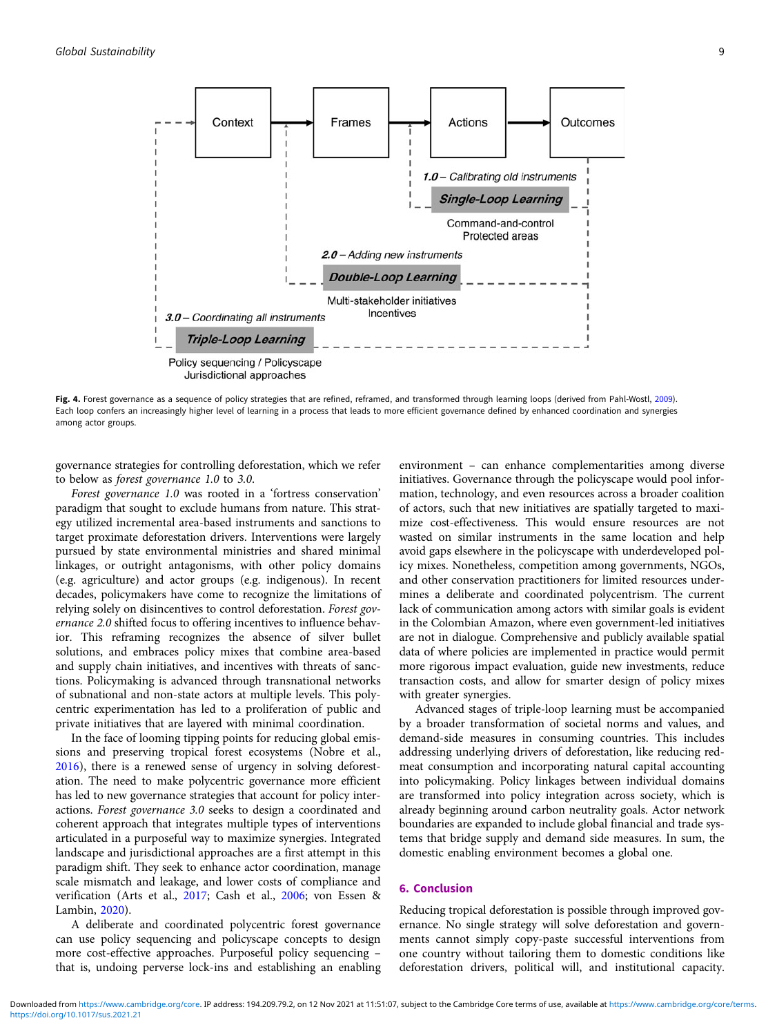Fig. 4. Forest governance as a sequence of policy strategies that are refined, reframed, and transformed through learning loops (derived from Pahl-Wostl, 2009). Each loop confers an increasingly higher level of learning in a process that leads to more efficient governance defined by enhanced coordination and synergies among actor groups.

governance strategies for controlling deforestation, which we refer to below as *forest governance 1.0* to *3.0*.

*Forest governance 1.0* was rooted in a 'fortress conservation' paradigm that sought to exclude humans from nature. This strategy utilized incremental area-based instruments and sanctions to target proximate deforestation drivers. Interventions were largely pursued by state environmental ministries and shared minimal linkages, or outright antagonisms, with other policy domains (e.g. agriculture) and actor groups (e.g. indigenous). In recent decades, policymakers have come to recognize the limitations of relying solely on disincentives to control deforestation. *Forest governance 2.0* shifted focus to offering incentives to influence behavior. This reframing recognizes the absence of silver bullet solutions, and embraces policy mixes that combine area-based and supply chain initiatives, and incentives with threats of sanctions. Policymaking is advanced through transnational networks of subnational and non-state actors at multiple levels. This polycentric experimentation has led to a proliferation of public and private initiatives that are layered with minimal coordination.

In the face of looming tipping points for reducing global emissions and preserving tropical forest ecosystems (Nobre et al., 2016), there is a renewed sense of urgency in solving deforestation. The need to make polycentric governance more efficient has led to new governance strategies that account for policy interactions. *Forest governance 3.0* seeks to design a coordinated and coherent approach that integrates multiple types of interventions articulated in a purposeful way to maximize synergies. Integrated landscape and jurisdictional approaches are a first attempt in this paradigm shift. They seek to enhance actor coordination, manage scale mismatch and leakage, and lower costs of compliance and verification (Arts et al., 2017; Cash et al., 2006; von Essen & Lambin, 2020).

A deliberate and coordinated polycentric forest governance can use policy sequencing and policyscape concepts to design more cost-effective approaches. Purposeful policy sequencing – that is, undoing perverse lock-ins and establishing an enabling environment – can enhance complementarities among diverse initiatives. Governance through the policyscape would pool information, technology, and even resources across a broader coalition of actors, such that new initiatives are spatially targeted to maximize cost-effectiveness. This would ensure resources are not wasted on similar instruments in the same location and help avoid gaps elsewhere in the policyscape with underdeveloped policy mixes. Nonetheless, competition among governments, NGOs, and other conservation practitioners for limited resources undermines a deliberate and coordinated polycentrism. The current lack of communication among actors with similar goals is evident in the Colombian Amazon, where even government-led initiatives are not in dialogue. Comprehensive and publicly available spatial data of where policies are implemented in practice would permit more rigorous impact evaluation, guide new investments, reduce transaction costs, and allow for smarter design of policy mixes with greater synergies.

Advanced stages of triple-loop learning must be accompanied by a broader transformation of societal norms and values, and demand-side measures in consuming countries. This includes addressing underlying drivers of deforestation, like reducing red-meat consumption and incorporating natural capital accounting into policymaking. Policy linkages between individual domains are transformed into policy integration across society, which is already beginning around carbon neutrality goals. Actor network boundaries are expanded to include global financial and trade systems that bridge supply and demand side measures. In sum, the domestic enabling environment becomes a global one.

## 6. Conclusion

Reducing tropical deforestation is possible through improved governance. No single strategy will solve deforestation and governments cannot simply copy-paste successful interventions from one country without tailoring them to domestic conditions like deforestation drivers, political will, and institutional capacity.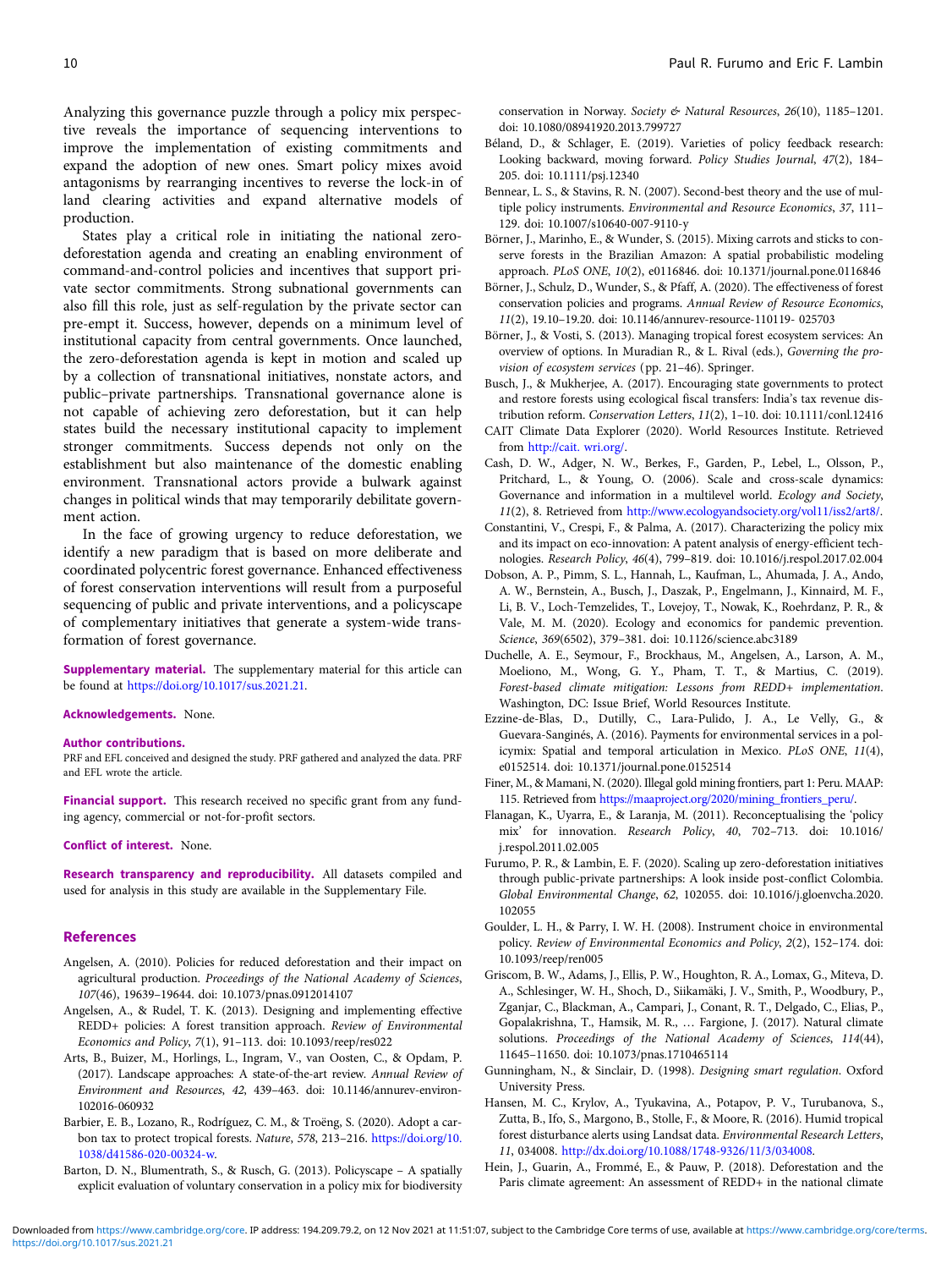Analyzing this governance puzzle through a policy mix perspective reveals the importance of sequencing interventions to improve the implementation of existing commitments and expand the adoption of new ones. Smart policy mixes avoid antagonisms by rearranging incentives to reverse the lock-in of land clearing activities and expand alternative models of production.

States play a critical role in initiating the national zero-deforestation agenda and creating an enabling environment of command-and-control policies and incentives that support private sector commitments. Strong subnational governments can also fill this role, just as self-regulation by the private sector can pre-empt it. Success, however, depends on a minimum level of institutional capacity from central governments. Once launched, the zero-deforestation agenda is kept in motion and scaled up by a collection of transnational initiatives, nonstate actors, and public–private partnerships. Transnational governance alone is not capable of achieving zero deforestation, but it can help states build the necessary institutional capacity to implement stronger commitments. Success depends not only on the establishment but also maintenance of the domestic enabling environment. Transnational actors provide a bulwark against changes in political winds that may temporarily debilitate government action.

In the face of growing urgency to reduce deforestation, we identify a new paradigm that is based on more deliberate and coordinated polycentric forest governance. Enhanced effectiveness of forest conservation interventions will result from a purposeful sequencing of public and private interventions, and a policyscape of complementary initiatives that generate a system-wide transformation of forest governance.

**Supplementary material.** The supplementary material for this article can be found at https://doi.org/10.1017/sus.2021.21.

**Acknowledgements.** None.

**Author contributions.**
PRF and EFL conceived and designed the study. PRF gathered and analyzed the data. PRF and EFL wrote the article.

**Financial support.** This research received no specific grant from any funding agency, commercial or not-for-profit sectors.

**Conflict of interest.** None.

**Research transparency and reproducibility.** All datasets compiled and used for analysis in this study are available in the Supplementary File.

## References

Angelsen, A. (2010). Policies for reduced deforestation and their impact on agricultural production. *Proceedings of the National Academy of Sciences*, *107*(46), 19639–19644. doi: 10.1073/pnas.0912014107

Angelsen, A., & Rudel, T. K. (2013). Designing and implementing effective REDD+ policies: A forest transition approach. *Review of Environmental Economics and Policy*, *7*(1), 91–113. doi: 10.1093/reep/res022

Arts, B., Buizer, M., Horlings, L., Ingram, V., van Oosten, C., & Opdam, P. (2017). Landscape approaches: A state-of-the-art review. *Annual Review of Environment and Resources*, *42*, 439–463. doi: 10.1146/annurev-environ-102016-060932

Barbier, E. B., Lozano, R., Rodríguez, C. M., & Troëng, S. (2020). Adopt a carbon tax to protect tropical forests. *Nature*, *578*, 213–216. https://doi.org/10.1038/d41586-020-00324-w.

Barton, D. N., Blumentrath, S., & Rusch, G. (2013). Policyscape – A spatially explicit evaluation of voluntary conservation in a policy mix for biodiversity conservation in Norway. *Society & Natural Resources*, *26*(10), 1185–1201. doi: 10.1080/08941920.2013.799727

Béland, D., & Schlager, E. (2019). Varieties of policy feedback research: Looking backward, moving forward. *Policy Studies Journal*, *47*(2), 184–205. doi: 10.1111/psj.12340

Bennear, L. S., & Stavins, R. N. (2007). Second-best theory and the use of multiple policy instruments. *Environmental and Resource Economics*, *37*, 111–129. doi: 10.1007/s10640-007-9110-y

Börner, J., Marinho, E., & Wunder, S. (2015). Mixing carrots and sticks to conserve forests in the Brazilian Amazon: A spatial probabilistic modeling approach. *PLoS ONE*, *10*(2), e0116846. doi: 10.1371/journal.pone.0116846

Börner, J., Schulz, D., Wunder, S., & Pfaff, A. (2020). The effectiveness of forest conservation policies and programs. *Annual Review of Resource Economics*, *11*(2), 19.10–19.20. doi: 10.1146/annurev-resource-110119- 025703

Börner, J., & Vosti, S. (2013). Managing tropical forest ecosystem services: An overview of options. In Muradian R., & L. Rival (eds.), *Governing the provision of ecosystem services* (pp. 21–46). Springer.

Busch, J., & Mukherjee, A. (2017). Encouraging state governments to protect and restore forests using ecological fiscal transfers: India's tax revenue distribution reform. *Conservation Letters*, *11*(2), 1–10. doi: 10.1111/conl.12416

CAIT Climate Data Explorer (2020). World Resources Institute. Retrieved from http://cait. wri.org/.

Cash, D. W., Adger, N. W., Berkes, F., Garden, P., Lebel, L., Olsson, P., Pritchard, L., & Young, O. (2006). Scale and cross-scale dynamics: Governance and information in a multilevel world. *Ecology and Society*, *11*(2), 8. Retrieved from http://www.ecologyandsociety.org/vol11/iss2/art8/.

Constantini, V., Crespi, F., & Palma, A. (2017). Characterizing the policy mix and its impact on eco-innovation: A patent analysis of energy-efficient technologies. *Research Policy*, *46*(4), 799–819. doi: 10.1016/j.respol.2017.02.004

Dobson, A. P., Pimm, S. L., Hannah, L., Kaufman, L., Ahumada, J. A., Ando, A. W., Bernstein, A., Busch, J., Daszak, P., Engelmann, J., Kinnaird, M. F., Li, B. V., Loch-Temzelides, T., Lovejoy, T., Nowak, K., Roehrdanz, P. R., & Vale, M. M. (2020). Ecology and economics for pandemic prevention. *Science*, *369*(6502), 379–381. doi: 10.1126/science.abc3189

Duchelle, A. E., Seymour, F., Brockhaus, M., Angelsen, A., Larson, A. M., Moeliono, M., Wong, G. Y., Pham, T. T., & Martius, C. (2019). *Forest-based climate mitigation: Lessons from REDD+ implementation*. Washington, DC: Issue Brief, World Resources Institute.

Ezzine-de-Blas, D., Dutilly, C., Lara-Pulido, J. A., Le Velly, G., & Guevara-Sanginés, A. (2016). Payments for environmental services in a policymix: Spatial and temporal articulation in Mexico. *PLoS ONE*, *11*(4), e0152514. doi: 10.1371/journal.pone.0152514

Finer, M., & Mamani, N. (2020). Illegal gold mining frontiers, part 1: Peru. MAAP: 115. Retrieved from https://maaproject.org/2020/mining_frontiers_peru/.

Flanagan, K., Uyarra, E., & Laranja, M. (2011). Reconceptualising the 'policy mix' for innovation. *Research Policy*, *40*, 702–713. doi: 10.1016/j.respol.2011.02.005

Furumo, P. R., & Lambin, E. F. (2020). Scaling up zero-deforestation initiatives through public-private partnerships: A look inside post-conflict Colombia. *Global Environmental Change*, *62*, 102055. doi: 10.1016/j.gloenvcha.2020.102055

Goulder, L. H., & Parry, I. W. H. (2008). Instrument choice in environmental policy. *Review of Environmental Economics and Policy*, *2*(2), 152–174. doi: 10.1093/reep/ren005

Griscom, B. W., Adams, J., Ellis, P. W., Houghton, R. A., Lomax, G., Miteva, D. A., Schlesinger, W. H., Shoch, D., Siikamäki, J. V., Smith, P., Woodbury, P., Zganjar, C., Blackman, A., Campari, J., Conant, R. T., Delgado, C., Elias, P., Gopalakrishna, T., Hamsik, M. R., … Fargione, J. (2017). Natural climate solutions. *Proceedings of the National Academy of Sciences*, *114*(44), 11645–11650. doi: 10.1073/pnas.1710465114

Gunningham, N., & Sinclair, D. (1998). *Designing smart regulation*. Oxford University Press.

Hansen, M. C., Krylov, A., Tyukavina, A., Potapov, P. V., Turubanova, S., Zutta, B., Ifo, S., Margono, B., Stolle, F., & Moore, R. (2016). Humid tropical forest disturbance alerts using Landsat data. *Environmental Research Letters*, *11*, 034008. http://dx.doi.org/10.1088/1748-9326/11/3/034008.

Hein, J., Guarin, A., Frommé, E., & Pauw, P. (2018). Deforestation and the Paris climate agreement: An assessment of REDD+ in the national climate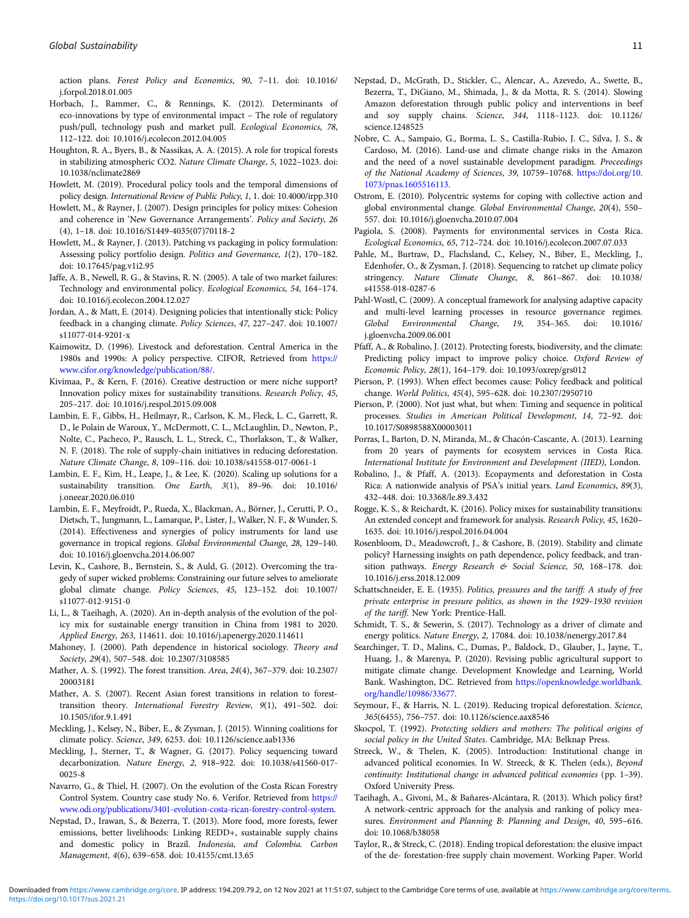action plans. *Forest Policy and Economics*, *90*, 7–11. doi: 10.1016/j.forpol.2018.01.005

Horbach, J., Rammer, C., & Rennings, K. (2012). Determinants of eco-innovations by type of environmental impact – The role of regulatory push/pull, technology push and market pull. *Ecological Economics*, *78*, 112–122. doi: 10.1016/j.ecolecon.2012.04.005

Houghton, R. A., Byers, B., & Nassikas, A. A. (2015). A role for tropical forests in stabilizing atmospheric CO2. *Nature Climate Change*, *5*, 1022–1023. doi: 10.1038/nclimate2869

Howlett, M. (2019). Procedural policy tools and the temporal dimensions of policy design. *International Review of Public Policy*, *1*, 1. doi: 10.4000/irpp.310

Howlett, M., & Rayner, J. (2007). Design principles for policy mixes: Cohesion and coherence in 'New Governance Arrangements'. *Policy and Society*, *26* (4), 1–18. doi: 10.1016/S1449-4035(07)70118-2

Howlett, M., & Rayner, J. (2013). Patching vs packaging in policy formulation: Assessing policy portfolio design. *Politics and Governance*, *1*(2), 170–182. doi: 10.17645/pag.v1i2.95

Jaffe, A. B., Newell, R. G., & Stavins, R. N. (2005). A tale of two market failures: Technology and environmental policy. *Ecological Economics*, *54*, 164–174. doi: 10.1016/j.ecolecon.2004.12.027

Jordan, A., & Matt, E. (2014). Designing policies that intentionally stick: Policy feedback in a changing climate. *Policy Sciences*, *47*, 227–247. doi: 10.1007/s11077-014-9201-x

Kaimowitz, D. (1996). Livestock and deforestation. Central America in the 1980s and 1990s: A policy perspective. CIFOR, Retrieved from https://www.cifor.org/knowledge/publication/88/.

Kivimaa, P., & Kern, F. (2016). Creative destruction or mere niche support? Innovation policy mixes for sustainability transitions. *Research Policy*, *45*, 205–217. doi: 10.1016/j.respol.2015.09.008

Lambin, E. F., Gibbs, H., Heilmayr, R., Carlson, K. M., Fleck, L. C., Garrett, R. D., le Polain de Waroux, Y., McDermott, C. L., McLaughlin, D., Newton, P., Nolte, C., Pacheco, P., Rausch, L. L., Streck, C., Thorlakson, T., & Walker, N. F. (2018). The role of supply-chain initiatives in reducing deforestation. *Nature Climate Change*, *8*, 109–116. doi: 10.1038/s41558-017-0061-1

Lambin, E. F., Kim, H., Leape, J., & Lee, K. (2020). Scaling up solutions for a sustainability transition. *One Earth*, *3*(1), 89–96. doi: 10.1016/j.oneear.2020.06.010

Lambin, E. F., Meyfroidt, P., Rueda, X., Blackman, A., Börner, J., Cerutti, P. O., Dietsch, T., Jungmann, L., Lamarque, P., Lister, J., Walker, N. F., & Wunder, S. (2014). Effectiveness and synergies of policy instruments for land use governance in tropical regions. *Global Environmental Change*, *28*, 129–140. doi: 10.1016/j.gloenvcha.2014.06.007

Levin, K., Cashore, B., Bernstein, S., & Auld, G. (2012). Overcoming the tragedy of super wicked problems: Constraining our future selves to ameliorate global climate change. *Policy Sciences*, *45*, 123–152. doi: 10.1007/s11077-012-9151-0

Li, L., & Taeihagh, A. (2020). An in-depth analysis of the evolution of the policy mix for sustainable energy transition in China from 1981 to 2020. *Applied Energy*, *263*, 114611. doi: 10.1016/j.apenergy.2020.114611

Mahoney, J. (2000). Path dependence in historical sociology. *Theory and Society*, *29*(4), 507–548. doi: 10.2307/3108585

Mather, A. S. (1992). The forest transition. *Area*, *24*(4), 367–379. doi: 10.2307/20003181

Mather, A. S. (2007). Recent Asian forest transitions in relation to forest-transition theory. *International Forestry Review*, *9*(1), 491–502. doi: 10.1505/ifor.9.1.491

Meckling, J., Kelsey, N., Biber, E., & Zysman, J. (2015). Winning coalitions for climate policy. *Science*, *349*, 6253. doi: 10.1126/science.aab1336

Meckling, J., Sterner, T., & Wagner, G. (2017). Policy sequencing toward decarbonization. *Nature Energy*, *2*, 918–922. doi: 10.1038/s41560-017-0025-8

Navarro, G., & Thiel, H. (2007). On the evolution of the Costa Rican Forestry Control System. Country case study No. 6. Verifor. Retrieved from https://www.odi.org/publications/3401-evolution-costa-rican-forestry-control-system.

Nepstad, D., Irawan, S., & Bezerra, T. (2013). More food, more forests, fewer emissions, better livelihoods: Linking REDD+, sustainable supply chains and domestic policy in Brazil. *Indonesia, and Colombia. Carbon Management*, *4*(6), 639–658. doi: 10.4155/cmt.13.65

Nepstad, D., McGrath, D., Stickler, C., Alencar, A., Azevedo, A., Swette, B., Bezerra, T., DiGiano, M., Shimada, J., & da Motta, R. S. (2014). Slowing Amazon deforestation through public policy and interventions in beef and soy supply chains. *Science*, *344*, 1118–1123. doi: 10.1126/science.1248525

Nobre, C. A., Sampaio, G., Borma, L. S., Castilla-Rubio, J. C., Silva, J. S., & Cardoso, M. (2016). Land-use and climate change risks in the Amazon and the need of a novel sustainable development paradigm. *Proceedings of the National Academy of Sciences*, *39*, 10759–10768. https://doi.org/10.1073/pnas.1605516113.

Ostrom, E. (2010). Polycentric systems for coping with collective action and global environmental change. *Global Environmental Change*, *20*(4), 550–557. doi: 10.1016/j.gloenvcha.2010.07.004

Pagiola, S. (2008). Payments for environmental services in Costa Rica. *Ecological Economics*, *65*, 712–724. doi: 10.1016/j.ecolecon.2007.07.033

Pahle, M., Burtraw, D., Flachsland, C., Kelsey, N., Biber, E., Meckling, J., Edenhofer, O., & Zysman, J. (2018). Sequencing to ratchet up climate policy stringency. *Nature Climate Change*, *8*, 861–867. doi: 10.1038/s41558-018-0287-6

Pahl-Wostl, C. (2009). A conceptual framework for analysing adaptive capacity and multi-level learning processes in resource governance regimes. *Global Environmental Change*, *19*, 354–365. doi: 10.1016/j.gloenvcha.2009.06.001

Pfaff, A., & Robalino, J. (2012). Protecting forests, biodiversity, and the climate: Predicting policy impact to improve policy choice. *Oxford Review of Economic Policy*, *28*(1), 164–179. doi: 10.1093/oxrep/grs012

Pierson, P. (1993). When effect becomes cause: Policy feedback and political change. *World Politics*, *45*(4), 595–628. doi: 10.2307/2950710

Pierson, P. (2000). Not just what, but when: Timing and sequence in political processes. *Studies in American Political Development*, *14*, 72–92. doi: 10.1017/S0898588X00003011

Porras, I., Barton, D. N, Miranda, M., & Chacón-Cascante, A. (2013). Learning from 20 years of payments for ecosystem services in Costa Rica. *International Institute for Environment and Development (IIED)*, London.

Robalino, J., & Pfaff, A. (2013). Ecopayments and deforestation in Costa Rica: A nationwide analysis of PSA's initial years. *Land Economics*, *89*(3), 432–448. doi: 10.3368/le.89.3.432

Rogge, K. S., & Reichardt, K. (2016). Policy mixes for sustainability transitions: An extended concept and framework for analysis. *Research Policy*, *45*, 1620–1635. doi: 10.1016/j.respol.2016.04.004

Rosenbloom, D., Meadowcroft, J., & Cashore, B. (2019). Stability and climate policy? Harnessing insights on path dependence, policy feedback, and transition pathways. *Energy Research & Social Science*, *50*, 168–178. doi: 10.1016/j.erss.2018.12.009

Schattschneider, E. E. (1935). *Politics, pressures and the tariff: A study of free private enterprise in pressure politics, as shown in the 1929–1930 revision of the tariff*. New York: Prentice-Hall.

Schmidt, T. S., & Sewerin, S. (2017). Technology as a driver of climate and energy politics. *Nature Energy*, *2*, 17084. doi: 10.1038/nenergy.2017.84

Searchinger, T. D., Malins, C., Dumas, P., Baldock, D., Glauber, J., Jayne, T., Huang, J., & Marenya, P. (2020). Revising public agricultural support to mitigate climate change. Development Knowledge and Learning, World Bank. Washington, DC. Retrieved from https://openknowledge.worldbank.org/handle/10986/33677.

Seymour, F., & Harris, N. L. (2019). Reducing tropical deforestation. *Science*, *365*(6455), 756–757. doi: 10.1126/science.aax8546

Skocpol, T. (1992). *Protecting soldiers and mothers: The political origins of social policy in the United States*. Cambridge, MA: Belknap Press.

Streeck, W., & Thelen, K. (2005). Introduction: Institutional change in advanced political economies. In W. Streeck, & K. Thelen (eds.), *Beyond continuity: Institutional change in advanced political economies* (pp. 1–39). Oxford University Press.

Taeihagh, A., Givoni, M., & Bañares-Alcántara, R. (2013). Which policy first? A network-centric approach for the analysis and ranking of policy measures. *Environment and Planning B: Planning and Design*, *40*, 595–616. doi: 10.1068/b38058

Taylor, R., & Streck, C. (2018). Ending tropical deforestation: the elusive impact of the de- forestation-free supply chain movement. Working Paper. World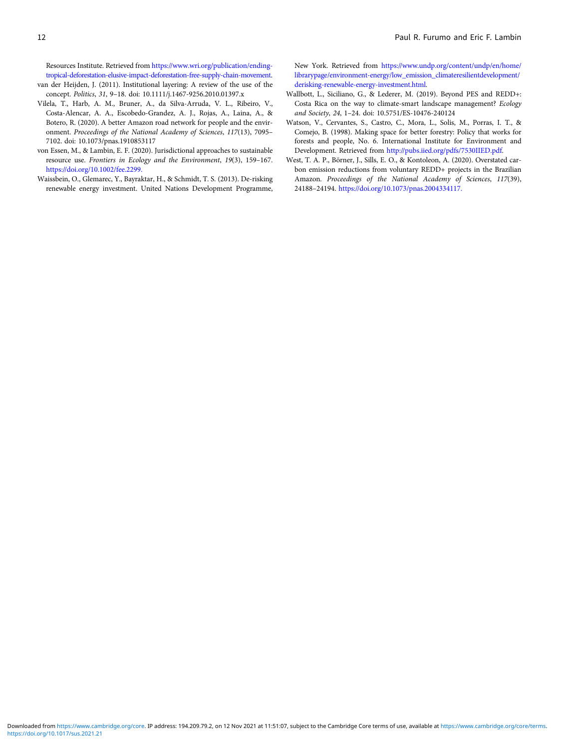Resources Institute. Retrieved from https://www.wri.org/publication/ending-tropical-deforestation-elusive-impact-deforestation-free-supply-chain-movement.

van der Heijden, J. (2011). Institutional layering: A review of the use of the concept. *Politics*, *31*, 9–18. doi: 10.1111/j.1467-9256.2010.01397.x

Vilela, T., Harb, A. M., Bruner, A., da Silva-Arruda, V. L., Ribeiro, V., Costa-Alencar, A. A., Escobedo-Grandez, A. J., Rojas, A., Laina, A., & Botero, R. (2020). A better Amazon road network for people and the environment. *Proceedings of the National Academy of Sciences*, *117*(13), 7095–7102. doi: 10.1073/pnas.1910853117

von Essen, M., & Lambin, E. F. (2020). Jurisdictional approaches to sustainable resource use. *Frontiers in Ecology and the Environment*, *19*(3), 159–167. https://doi.org/10.1002/fee.2299.

Waissbein, O., Glemarec, Y., Bayraktar, H., & Schmidt, T. S. (2013). De-risking renewable energy investment. United Nations Development Programme, New York. Retrieved from https://www.undp.org/content/undp/en/home/librarypage/environment-energy/low_emission_climateresilientdevelopment/derisking-renewable-energy-investment.html.

Wallbott, L., Siciliano, G., & Lederer, M. (2019). Beyond PES and REDD+: Costa Rica on the way to climate-smart landscape management? *Ecology and Society*, *24*, 1–24. doi: 10.5751/ES-10476-240124

Watson, V., Cervantes, S., Castro, C., Mora, L., Solis, M., Porras, I. T., & Comejo, B. (1998). Making space for better forestry: Policy that works for forests and people, No. 6. International Institute for Environment and Development. Retrieved from http://pubs.iied.org/pdfs/7530IIED.pdf.

West, T. A. P., Börner, J., Sills, E. O., & Kontoleon, A. (2020). Overstated carbon emission reductions from voluntary REDD+ projects in the Brazilian Amazon. *Proceedings of the National Academy of Sciences*, *117*(39), 24188–24194. https://doi.org/10.1073/pnas.2004334117.